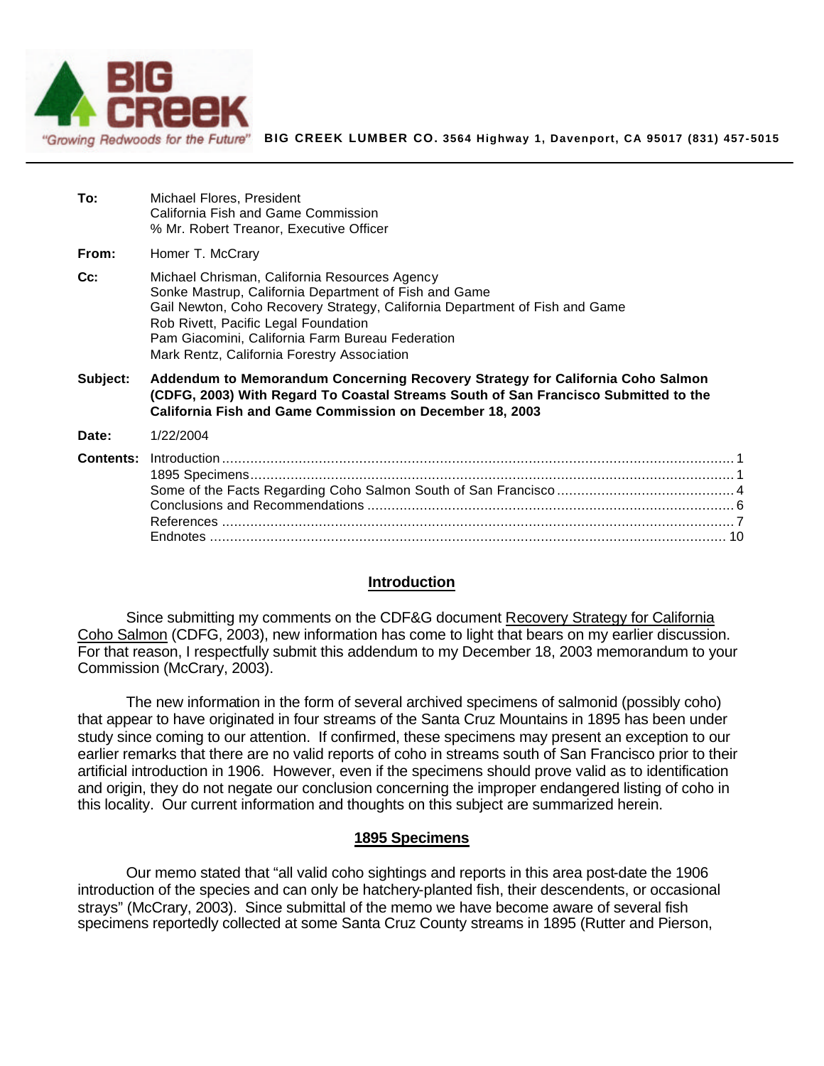**BIG CREEK**

"Growing Redwoods for the Future"

**BIG CREEK LUMBER CO. 3564 Highway 1, Davenport, CA 95017 (831) 457-5015**

---

**To:** Michael Flores, President
California Fish and Game Commission
% Mr. Robert Treanor, Executive Officer

**From:** Homer T. McCrary

**Cc:** Michael Chrisman, California Resources Agency
Sonke Mastrup, California Department of Fish and Game
Gail Newton, Coho Recovery Strategy, California Department of Fish and Game
Rob Rivett, Pacific Legal Foundation
Pam Giacomini, California Farm Bureau Federation
Mark Rentz, California Forestry Association

**Subject:** **Addendum to Memorandum Concerning Recovery Strategy for California Coho Salmon (CDFG, 2003) With Regard To Coastal Streams South of San Francisco Submitted to the California Fish and Game Commission on December 18, 2003**

**Date:** 1/22/2004

**Contents:**
- Introduction ... 1
- 1895 Specimens ... 1
- Some of the Facts Regarding Coho Salmon South of San Francisco ... 4
- Conclusions and Recommendations ... 6
- References ... 7
- Endnotes ... 10

## Introduction

Since submitting my comments on the CDF&G document Recovery Strategy for California Coho Salmon (CDFG, 2003), new information has come to light that bears on my earlier discussion. For that reason, I respectfully submit this addendum to my December 18, 2003 memorandum to your Commission (McCrary, 2003).

The new information in the form of several archived specimens of salmonid (possibly coho) that appear to have originated in four streams of the Santa Cruz Mountains in 1895 has been under study since coming to our attention. If confirmed, these specimens may present an exception to our earlier remarks that there are no valid reports of coho in streams south of San Francisco prior to their artificial introduction in 1906. However, even if the specimens should prove valid as to identification and origin, they do not negate our conclusion concerning the improper endangered listing of coho in this locality. Our current information and thoughts on this subject are summarized herein.

## 1895 Specimens

Our memo stated that "all valid coho sightings and reports in this area post-date the 1906 introduction of the species and can only be hatchery-planted fish, their descendents, or occasional strays" (McCrary, 2003). Since submittal of the memo we have become aware of several fish specimens reportedly collected at some Santa Cruz County streams in 1895 (Rutter and Pierson,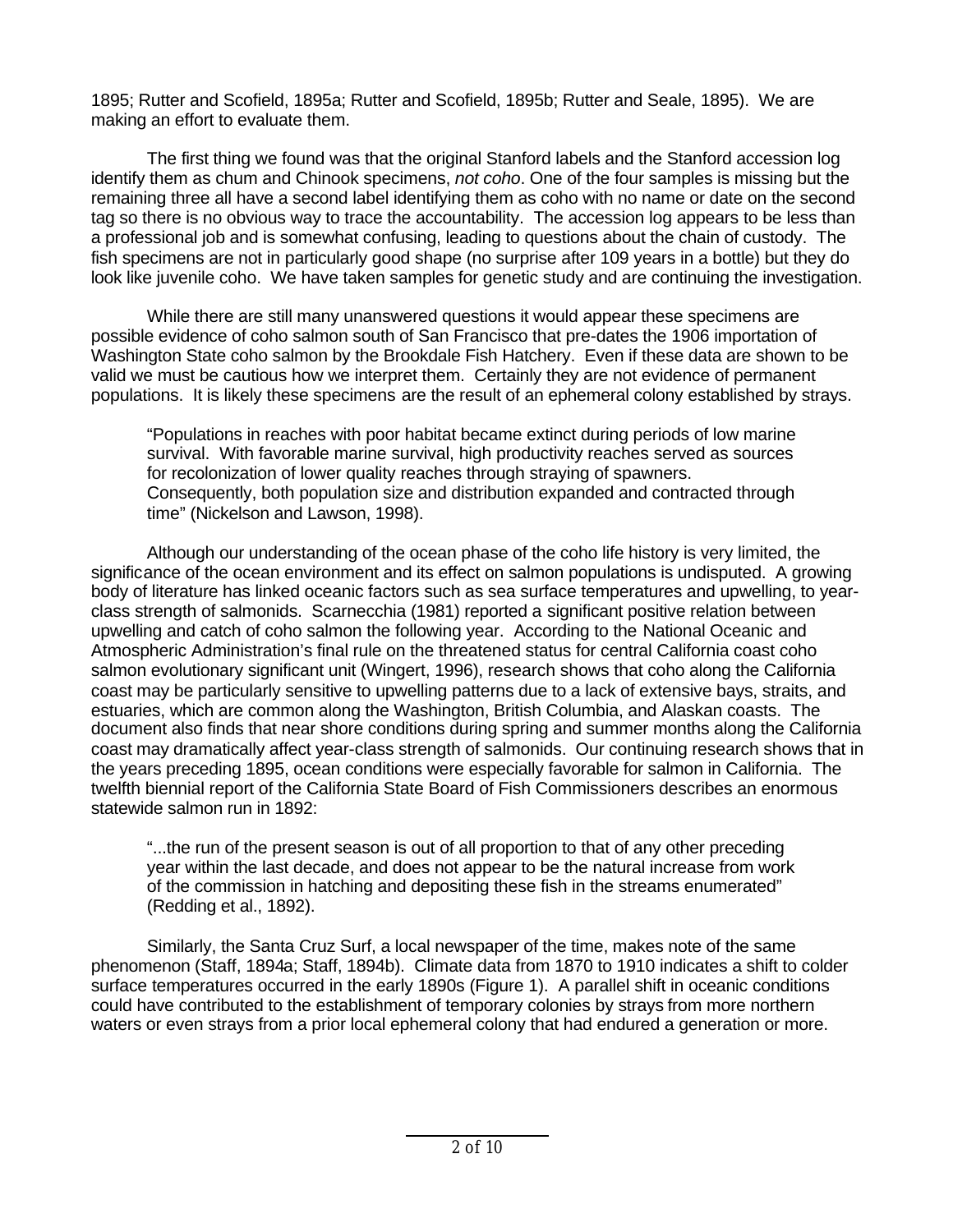1895; Rutter and Scofield, 1895a; Rutter and Scofield, 1895b; Rutter and Seale, 1895). We are making an effort to evaluate them.

The first thing we found was that the original Stanford labels and the Stanford accession log identify them as chum and Chinook specimens, *not coho*. One of the four samples is missing but the remaining three all have a second label identifying them as coho with no name or date on the second tag so there is no obvious way to trace the accountability. The accession log appears to be less than a professional job and is somewhat confusing, leading to questions about the chain of custody. The fish specimens are not in particularly good shape (no surprise after 109 years in a bottle) but they do look like juvenile coho. We have taken samples for genetic study and are continuing the investigation.

While there are still many unanswered questions it would appear these specimens are possible evidence of coho salmon south of San Francisco that pre-dates the 1906 importation of Washington State coho salmon by the Brookdale Fish Hatchery. Even if these data are shown to be valid we must be cautious how we interpret them. Certainly they are not evidence of permanent populations. It is likely these specimens are the result of an ephemeral colony established by strays.

> "Populations in reaches with poor habitat became extinct during periods of low marine survival. With favorable marine survival, high productivity reaches served as sources for recolonization of lower quality reaches through straying of spawners. Consequently, both population size and distribution expanded and contracted through time" (Nickelson and Lawson, 1998).

Although our understanding of the ocean phase of the coho life history is very limited, the significance of the ocean environment and its effect on salmon populations is undisputed. A growing body of literature has linked oceanic factors such as sea surface temperatures and upwelling, to year-class strength of salmonids. Scarnecchia (1981) reported a significant positive relation between upwelling and catch of coho salmon the following year. According to the National Oceanic and Atmospheric Administration's final rule on the threatened status for central California coast coho salmon evolutionary significant unit (Wingert, 1996), research shows that coho along the California coast may be particularly sensitive to upwelling patterns due to a lack of extensive bays, straits, and estuaries, which are common along the Washington, British Columbia, and Alaskan coasts. The document also finds that near shore conditions during spring and summer months along the California coast may dramatically affect year-class strength of salmonids. Our continuing research shows that in the years preceding 1895, ocean conditions were especially favorable for salmon in California. The twelfth biennial report of the California State Board of Fish Commissioners describes an enormous statewide salmon run in 1892:

> "...the run of the present season is out of all proportion to that of any other preceding year within the last decade, and does not appear to be the natural increase from work of the commission in hatching and depositing these fish in the streams enumerated" (Redding et al., 1892).

Similarly, the Santa Cruz Surf, a local newspaper of the time, makes note of the same phenomenon (Staff, 1894a; Staff, 1894b). Climate data from 1870 to 1910 indicates a shift to colder surface temperatures occurred in the early 1890s (Figure 1). A parallel shift in oceanic conditions could have contributed to the establishment of temporary colonies by strays from more northern waters or even strays from a prior local ephemeral colony that had endured a generation or more.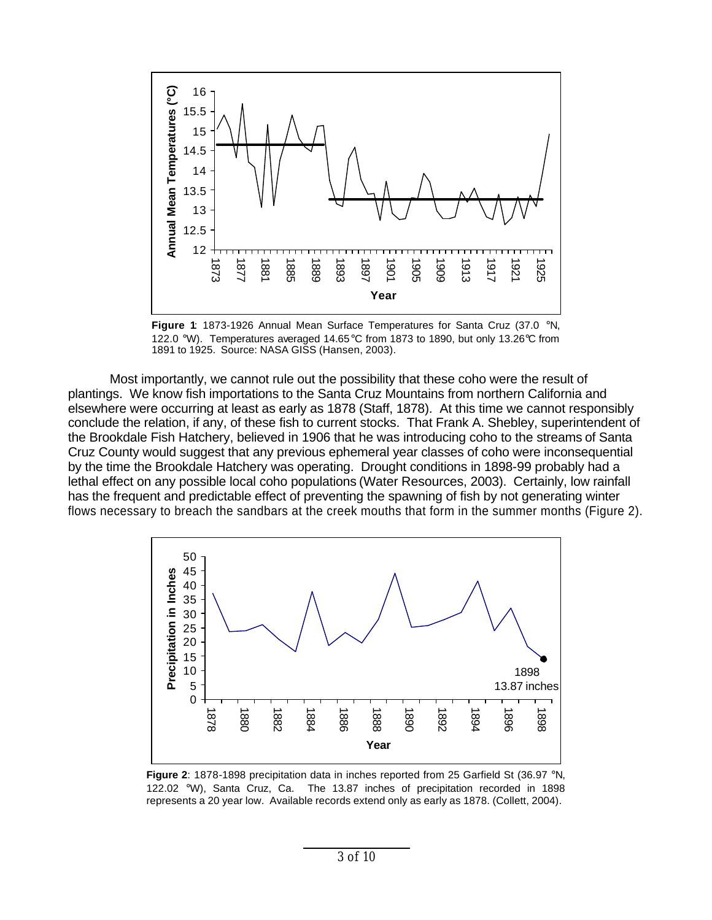**Figure 1**: 1873-1926 Annual Mean Surface Temperatures for Santa Cruz (37.0 °N, 122.0 °W). Temperatures averaged 14.65°C from 1873 to 1890, but only 13.26°C from 1891 to 1925. Source: NASA GISS (Hansen, 2003).

Most importantly, we cannot rule out the possibility that these coho were the result of plantings. We know fish importations to the Santa Cruz Mountains from northern California and elsewhere were occurring at least as early as 1878 (Staff, 1878). At this time we cannot responsibly conclude the relation, if any, of these fish to current stocks. That Frank A. Shebley, superintendent of the Brookdale Fish Hatchery, believed in 1906 that he was introducing coho to the streams of Santa Cruz County would suggest that any previous ephemeral year classes of coho were inconsequential by the time the Brookdale Hatchery was operating. Drought conditions in 1898-99 probably had a lethal effect on any possible local coho populations (Water Resources, 2003). Certainly, low rainfall has the frequent and predictable effect of preventing the spawning of fish by not generating winter flows necessary to breach the sandbars at the creek mouths that form in the summer months (Figure 2).

**Figure 2**: 1878-1898 precipitation data in inches reported from 25 Garfield St (36.97 °N, 122.02 °W), Santa Cruz, Ca. The 13.87 inches of precipitation recorded in 1898 represents a 20 year low. Available records extend only as early as 1878. (Collett, 2004).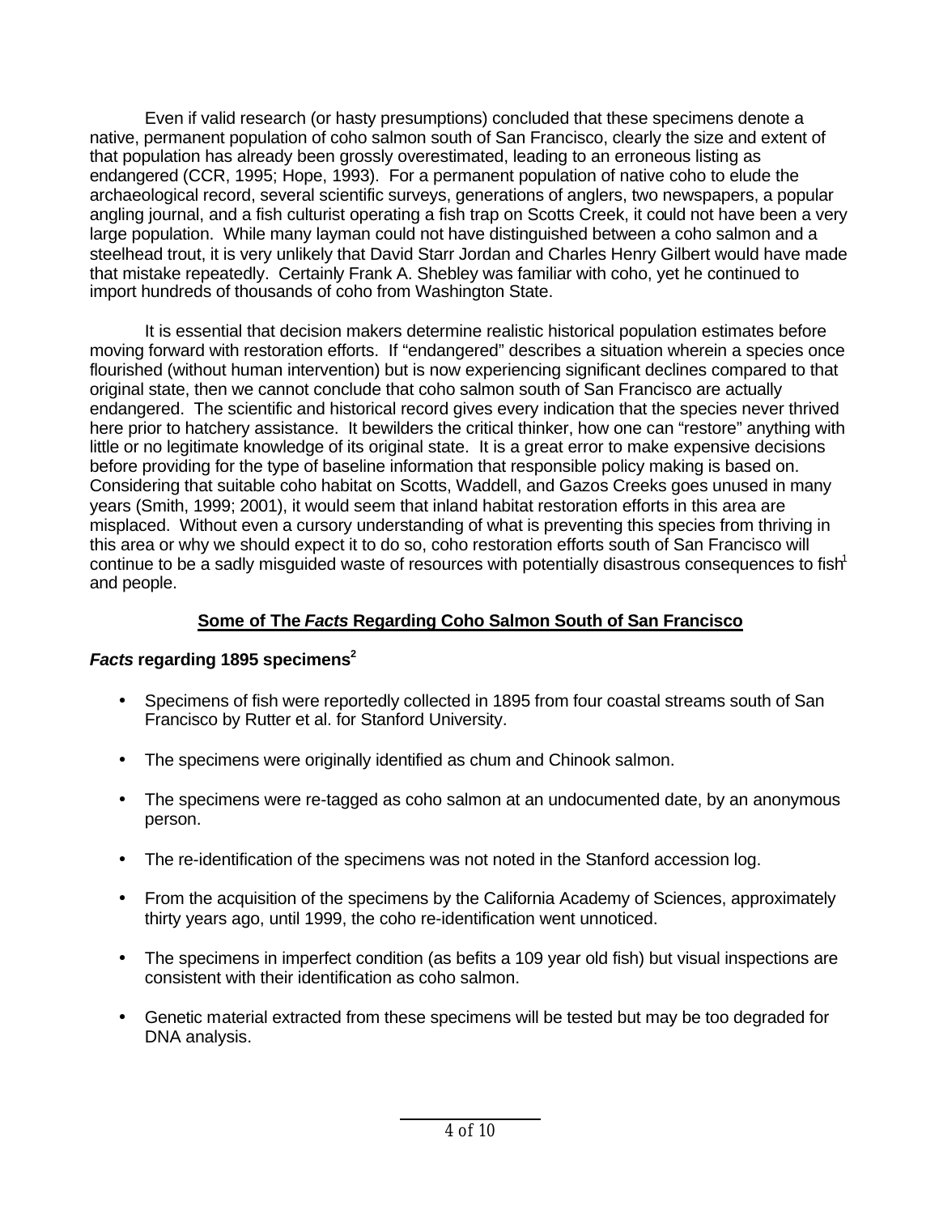Even if valid research (or hasty presumptions) concluded that these specimens denote a native, permanent population of coho salmon south of San Francisco, clearly the size and extent of that population has already been grossly overestimated, leading to an erroneous listing as endangered (CCR, 1995; Hope, 1993). For a permanent population of native coho to elude the archaeological record, several scientific surveys, generations of anglers, two newspapers, a popular angling journal, and a fish culturist operating a fish trap on Scotts Creek, it could not have been a very large population. While many layman could not have distinguished between a coho salmon and a steelhead trout, it is very unlikely that David Starr Jordan and Charles Henry Gilbert would have made that mistake repeatedly. Certainly Frank A. Shebley was familiar with coho, yet he continued to import hundreds of thousands of coho from Washington State.

It is essential that decision makers determine realistic historical population estimates before moving forward with restoration efforts. If "endangered" describes a situation wherein a species once flourished (without human intervention) but is now experiencing significant declines compared to that original state, then we cannot conclude that coho salmon south of San Francisco are actually endangered. The scientific and historical record gives every indication that the species never thrived here prior to hatchery assistance. It bewilders the critical thinker, how one can "restore" anything with little or no legitimate knowledge of its original state. It is a great error to make expensive decisions before providing for the type of baseline information that responsible policy making is based on. Considering that suitable coho habitat on Scotts, Waddell, and Gazos Creeks goes unused in many years (Smith, 1999; 2001), it would seem that inland habitat restoration efforts in this area are misplaced. Without even a cursory understanding of what is preventing this species from thriving in this area or why we should expect it to do so, coho restoration efforts south of San Francisco will continue to be a sadly misguided waste of resources with potentially disastrous consequences to fish[1] and people.

## Some of The *Facts* Regarding Coho Salmon South of San Francisco

### *Facts* regarding 1895 specimens[2]

- Specimens of fish were reportedly collected in 1895 from four coastal streams south of San Francisco by Rutter et al. for Stanford University.
- The specimens were originally identified as chum and Chinook salmon.
- The specimens were re-tagged as coho salmon at an undocumented date, by an anonymous person.
- The re-identification of the specimens was not noted in the Stanford accession log.
- From the acquisition of the specimens by the California Academy of Sciences, approximately thirty years ago, until 1999, the coho re-identification went unnoticed.
- The specimens in imperfect condition (as befits a 109 year old fish) but visual inspections are consistent with their identification as coho salmon.
- Genetic material extracted from these specimens will be tested but may be too degraded for DNA analysis.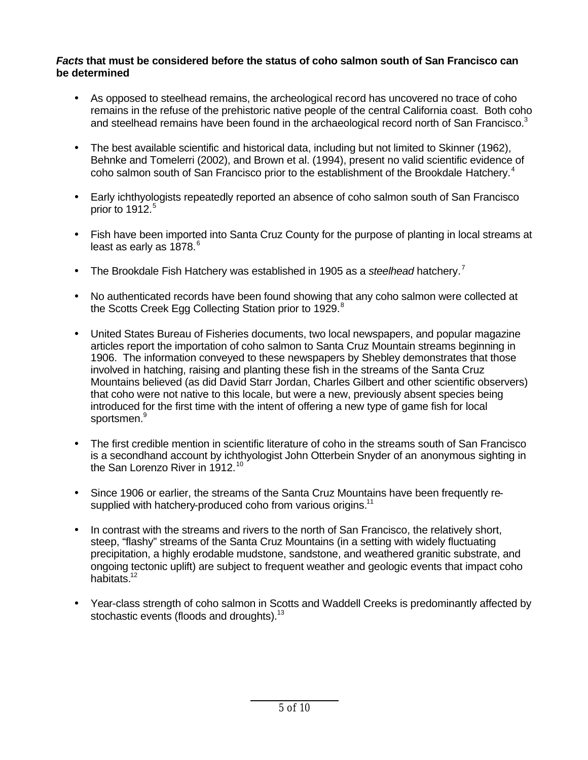***Facts* that must be considered before the status of coho salmon south of San Francisco can be determined**

- As opposed to steelhead remains, the archeological record has uncovered no trace of coho remains in the refuse of the prehistoric native people of the central California coast. Both coho and steelhead remains have been found in the archaeological record north of San Francisco.[3]

- The best available scientific and historical data, including but not limited to Skinner (1962), Behnke and Tomelerri (2002), and Brown et al. (1994), present no valid scientific evidence of coho salmon south of San Francisco prior to the establishment of the Brookdale Hatchery.[4]

- Early ichthyologists repeatedly reported an absence of coho salmon south of San Francisco prior to 1912.[5]

- Fish have been imported into Santa Cruz County for the purpose of planting in local streams at least as early as 1878.[6]

- The Brookdale Fish Hatchery was established in 1905 as a *steelhead* hatchery.[7]

- No authenticated records have been found showing that any coho salmon were collected at the Scotts Creek Egg Collecting Station prior to 1929.[8]

- United States Bureau of Fisheries documents, two local newspapers, and popular magazine articles report the importation of coho salmon to Santa Cruz Mountain streams beginning in 1906. The information conveyed to these newspapers by Shebley demonstrates that those involved in hatching, raising and planting these fish in the streams of the Santa Cruz Mountains believed (as did David Starr Jordan, Charles Gilbert and other scientific observers) that coho were not native to this locale, but were a new, previously absent species being introduced for the first time with the intent of offering a new type of game fish for local sportsmen.[9]

- The first credible mention in scientific literature of coho in the streams south of San Francisco is a secondhand account by ichthyologist John Otterbein Snyder of an anonymous sighting in the San Lorenzo River in 1912.[10]

- Since 1906 or earlier, the streams of the Santa Cruz Mountains have been frequently re-supplied with hatchery-produced coho from various origins.[11]

- In contrast with the streams and rivers to the north of San Francisco, the relatively short, steep, "flashy" streams of the Santa Cruz Mountains (in a setting with widely fluctuating precipitation, a highly erodable mudstone, sandstone, and weathered granitic substrate, and ongoing tectonic uplift) are subject to frequent weather and geologic events that impact coho habitats.[12]

- Year-class strength of coho salmon in Scotts and Waddell Creeks is predominantly affected by stochastic events (floods and droughts).[13]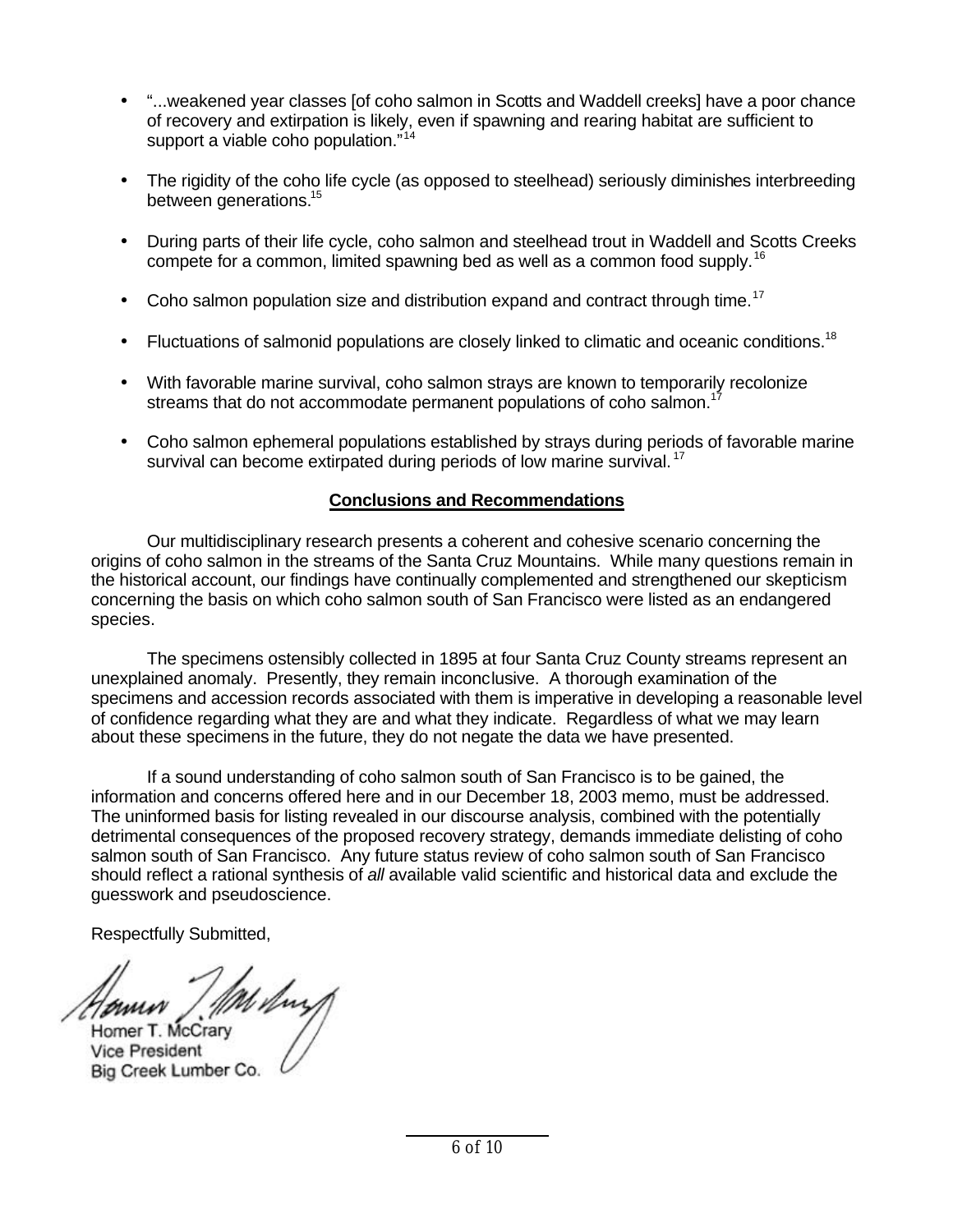- "...weakened year classes [of coho salmon in Scotts and Waddell creeks] have a poor chance of recovery and extirpation is likely, even if spawning and rearing habitat are sufficient to support a viable coho population."[14]

- The rigidity of the coho life cycle (as opposed to steelhead) seriously diminishes interbreeding between generations.[15]

- During parts of their life cycle, coho salmon and steelhead trout in Waddell and Scotts Creeks compete for a common, limited spawning bed as well as a common food supply.[16]

- Coho salmon population size and distribution expand and contract through time.[17]

- Fluctuations of salmonid populations are closely linked to climatic and oceanic conditions.[18]

- With favorable marine survival, coho salmon strays are known to temporarily recolonize streams that do not accommodate permanent populations of coho salmon.[17]

- Coho salmon ephemeral populations established by strays during periods of favorable marine survival can become extirpated during periods of low marine survival.[17]

## **Conclusions and Recommendations**

Our multidisciplinary research presents a coherent and cohesive scenario concerning the origins of coho salmon in the streams of the Santa Cruz Mountains. While many questions remain in the historical account, our findings have continually complemented and strengthened our skepticism concerning the basis on which coho salmon south of San Francisco were listed as an endangered species.

The specimens ostensibly collected in 1895 at four Santa Cruz County streams represent an unexplained anomaly. Presently, they remain inconclusive. A thorough examination of the specimens and accession records associated with them is imperative in developing a reasonable level of confidence regarding what they are and what they indicate. Regardless of what we may learn about these specimens in the future, they do not negate the data we have presented.

If a sound understanding of coho salmon south of San Francisco is to be gained, the information and concerns offered here and in our December 18, 2003 memo, must be addressed. The uninformed basis for listing revealed in our discourse analysis, combined with the potentially detrimental consequences of the proposed recovery strategy, demands immediate delisting of coho salmon south of San Francisco. Any future status review of coho salmon south of San Francisco should reflect a rational synthesis of *all* available valid scientific and historical data and exclude the guesswork and pseudoscience.

Respectfully Submitted,

Homer T. McCrary
Vice President
Big Creek Lumber Co.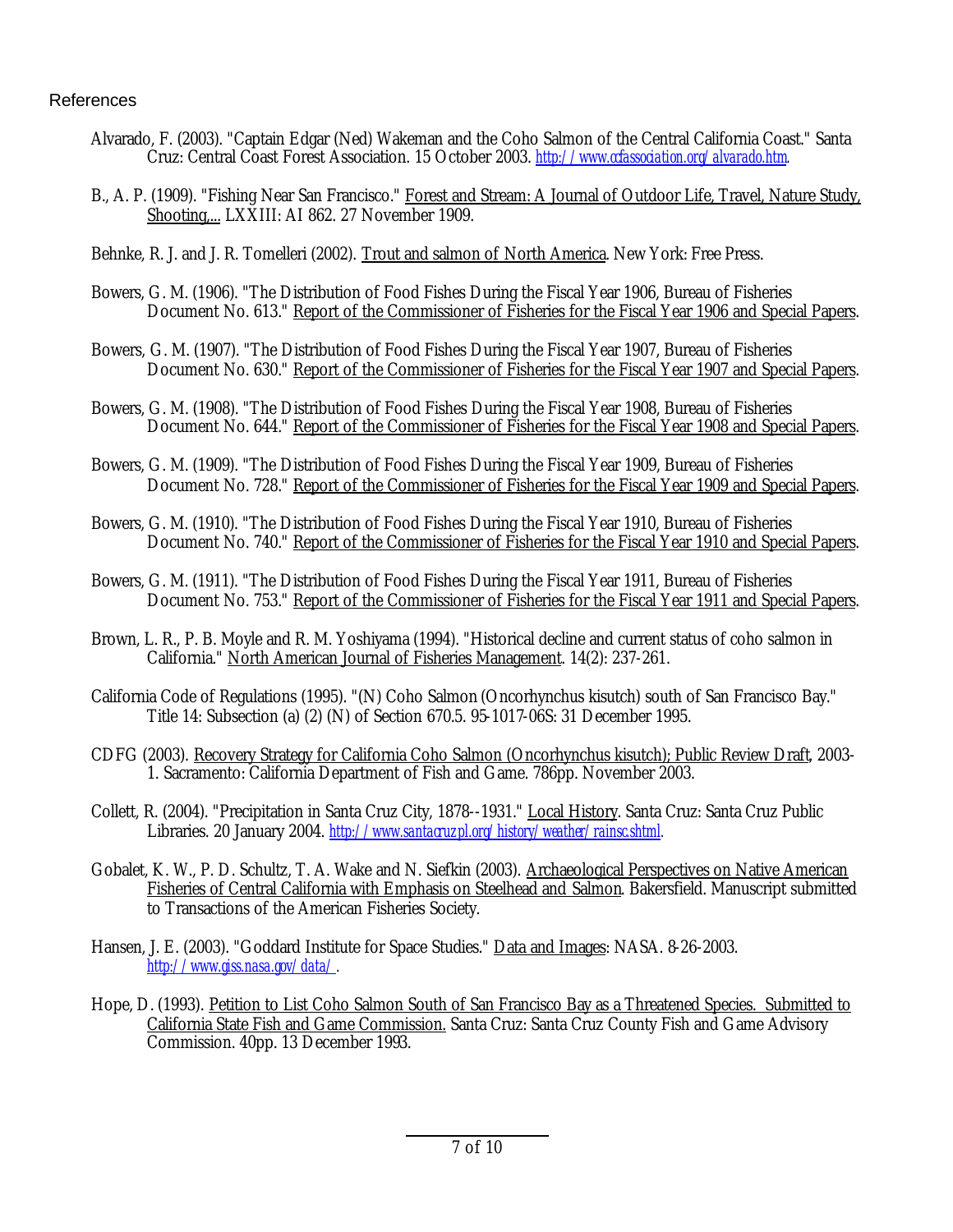## References

Alvarado, F. (2003). "Captain Edgar (Ned) Wakeman and the Coho Salmon of the Central California Coast." Santa Cruz: Central Coast Forest Association. 15 October 2003. *http://www.ccfassociation.org/alvarado.htm*.

B., A. P. (1909). "Fishing Near San Francisco." Forest and Stream: A Journal of Outdoor Life, Travel, Nature Study, Shooting,... LXXIII: AI 862. 27 November 1909.

Behnke, R. J. and J. R. Tomelleri (2002). Trout and salmon of North America. New York: Free Press.

Bowers, G. M. (1906). "The Distribution of Food Fishes During the Fiscal Year 1906, Bureau of Fisheries Document No. 613." Report of the Commissioner of Fisheries for the Fiscal Year 1906 and Special Papers.

Bowers, G. M. (1907). "The Distribution of Food Fishes During the Fiscal Year 1907, Bureau of Fisheries Document No. 630." Report of the Commissioner of Fisheries for the Fiscal Year 1907 and Special Papers.

Bowers, G. M. (1908). "The Distribution of Food Fishes During the Fiscal Year 1908, Bureau of Fisheries Document No. 644." Report of the Commissioner of Fisheries for the Fiscal Year 1908 and Special Papers.

Bowers, G. M. (1909). "The Distribution of Food Fishes During the Fiscal Year 1909, Bureau of Fisheries Document No. 728." Report of the Commissioner of Fisheries for the Fiscal Year 1909 and Special Papers.

Bowers, G. M. (1910). "The Distribution of Food Fishes During the Fiscal Year 1910, Bureau of Fisheries Document No. 740." Report of the Commissioner of Fisheries for the Fiscal Year 1910 and Special Papers.

Bowers, G. M. (1911). "The Distribution of Food Fishes During the Fiscal Year 1911, Bureau of Fisheries Document No. 753." Report of the Commissioner of Fisheries for the Fiscal Year 1911 and Special Papers.

Brown, L. R., P. B. Moyle and R. M. Yoshiyama (1994). "Historical decline and current status of coho salmon in California." North American Journal of Fisheries Management. 14(2): 237-261.

California Code of Regulations (1995). "(N) Coho Salmon (Oncorhynchus kisutch) south of San Francisco Bay." Title 14: Subsection (a) (2) (N) of Section 670.5. 95-1017-06S: 31 December 1995.

CDFG (2003). Recovery Strategy for California Coho Salmon (Oncorhynchus kisutch); Public Review Draft, 2003-1. Sacramento: California Department of Fish and Game. 786pp. November 2003.

Collett, R. (2004). "Precipitation in Santa Cruz City, 1878--1931." Local History. Santa Cruz: Santa Cruz Public Libraries. 20 January 2004. *http://www.santacruzpl.org/history/weather/rainsc.shtml*.

Gobalet, K. W., P. D. Schultz, T. A. Wake and N. Siefkin (2003). Archaeological Perspectives on Native American Fisheries of Central California with Emphasis on Steelhead and Salmon. Bakersfield. Manuscript submitted to Transactions of the American Fisheries Society.

Hansen, J. E. (2003). "Goddard Institute for Space Studies." Data and Images: NASA. 8-26-2003. *http://www.giss.nasa.gov/data/*.

Hope, D. (1993). Petition to List Coho Salmon South of San Francisco Bay as a Threatened Species. Submitted to California State Fish and Game Commission. Santa Cruz: Santa Cruz County Fish and Game Advisory Commission. 40pp. 13 December 1993.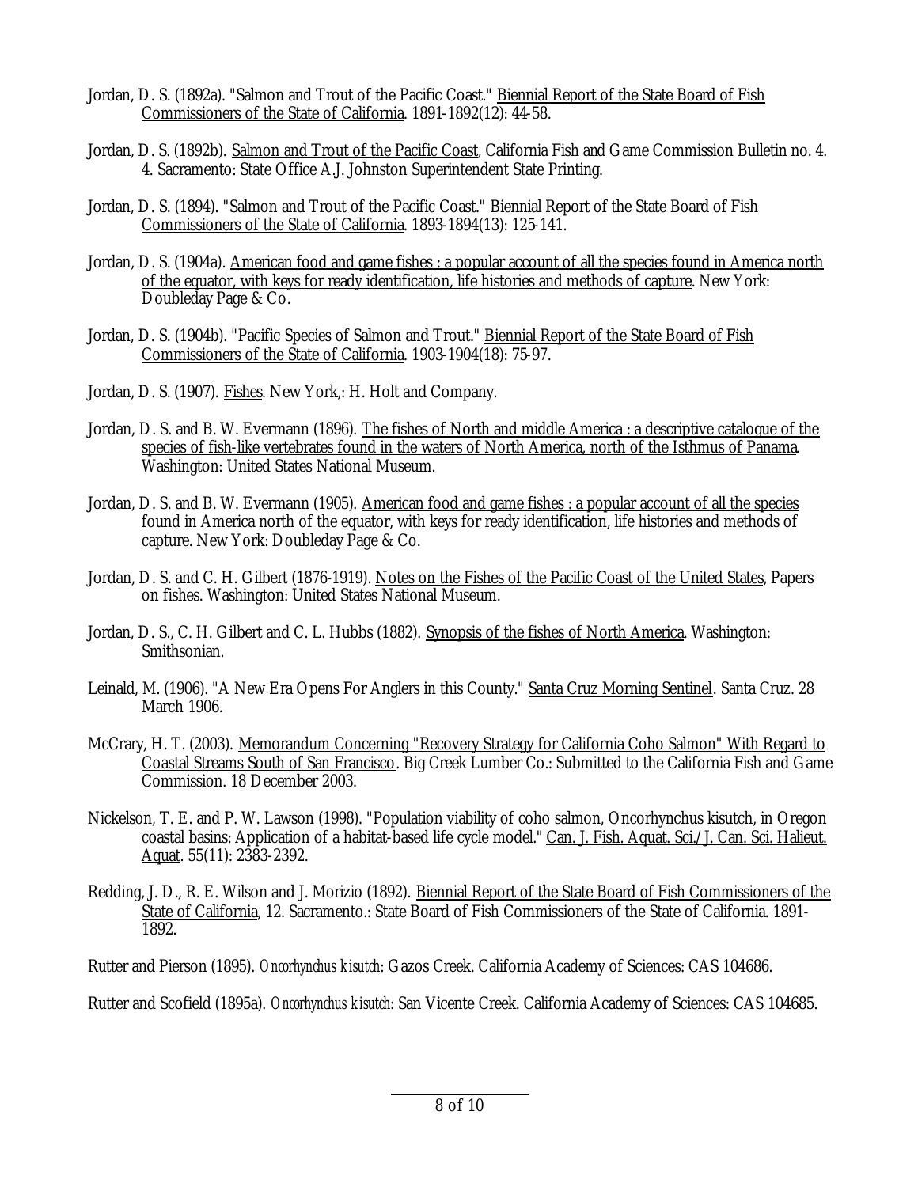Jordan, D. S. (1892a). "Salmon and Trout of the Pacific Coast." Biennial Report of the State Board of Fish Commissioners of the State of California. 1891-1892(12): 44-58.

Jordan, D. S. (1892b). Salmon and Trout of the Pacific Coast, California Fish and Game Commission Bulletin no. 4. 4. Sacramento: State Office A.J. Johnston Superintendent State Printing.

Jordan, D. S. (1894). "Salmon and Trout of the Pacific Coast." Biennial Report of the State Board of Fish Commissioners of the State of California. 1893-1894(13): 125-141.

Jordan, D. S. (1904a). American food and game fishes : a popular account of all the species found in America north of the equator, with keys for ready identification, life histories and methods of capture. New York: Doubleday Page & Co.

Jordan, D. S. (1904b). "Pacific Species of Salmon and Trout." Biennial Report of the State Board of Fish Commissioners of the State of California. 1903-1904(18): 75-97.

Jordan, D. S. (1907). Fishes. New York,: H. Holt and Company.

Jordan, D. S. and B. W. Evermann (1896). The fishes of North and middle America : a descriptive catalogue of the species of fish-like vertebrates found in the waters of North America, north of the Isthmus of Panama. Washington: United States National Museum.

Jordan, D. S. and B. W. Evermann (1905). American food and game fishes : a popular account of all the species found in America north of the equator, with keys for ready identification, life histories and methods of capture. New York: Doubleday Page & Co.

Jordan, D. S. and C. H. Gilbert (1876-1919). Notes on the Fishes of the Pacific Coast of the United States, Papers on fishes. Washington: United States National Museum.

Jordan, D. S., C. H. Gilbert and C. L. Hubbs (1882). Synopsis of the fishes of North America. Washington: Smithsonian.

Leinald, M. (1906). "A New Era Opens For Anglers in this County." Santa Cruz Morning Sentinel. Santa Cruz. 28 March 1906.

McCrary, H. T. (2003). Memorandum Concerning "Recovery Strategy for California Coho Salmon" With Regard to Coastal Streams South of San Francisco. Big Creek Lumber Co.: Submitted to the California Fish and Game Commission. 18 December 2003.

Nickelson, T. E. and P. W. Lawson (1998). "Population viability of coho salmon, Oncorhynchus kisutch, in Oregon coastal basins: Application of a habitat-based life cycle model." Can. J. Fish. Aquat. Sci./J. Can. Sci. Halieut. Aquat. 55(11): 2383-2392.

Redding, J. D., R. E. Wilson and J. Morizio (1892). Biennial Report of the State Board of Fish Commissioners of the State of California, 12. Sacramento.: State Board of Fish Commissioners of the State of California. 1891-1892.

Rutter and Pierson (1895). *Oncorhynchus kisutch*: Gazos Creek. California Academy of Sciences: CAS 104686.

Rutter and Scofield (1895a). *Oncorhynchus kisutch*: San Vicente Creek. California Academy of Sciences: CAS 104685.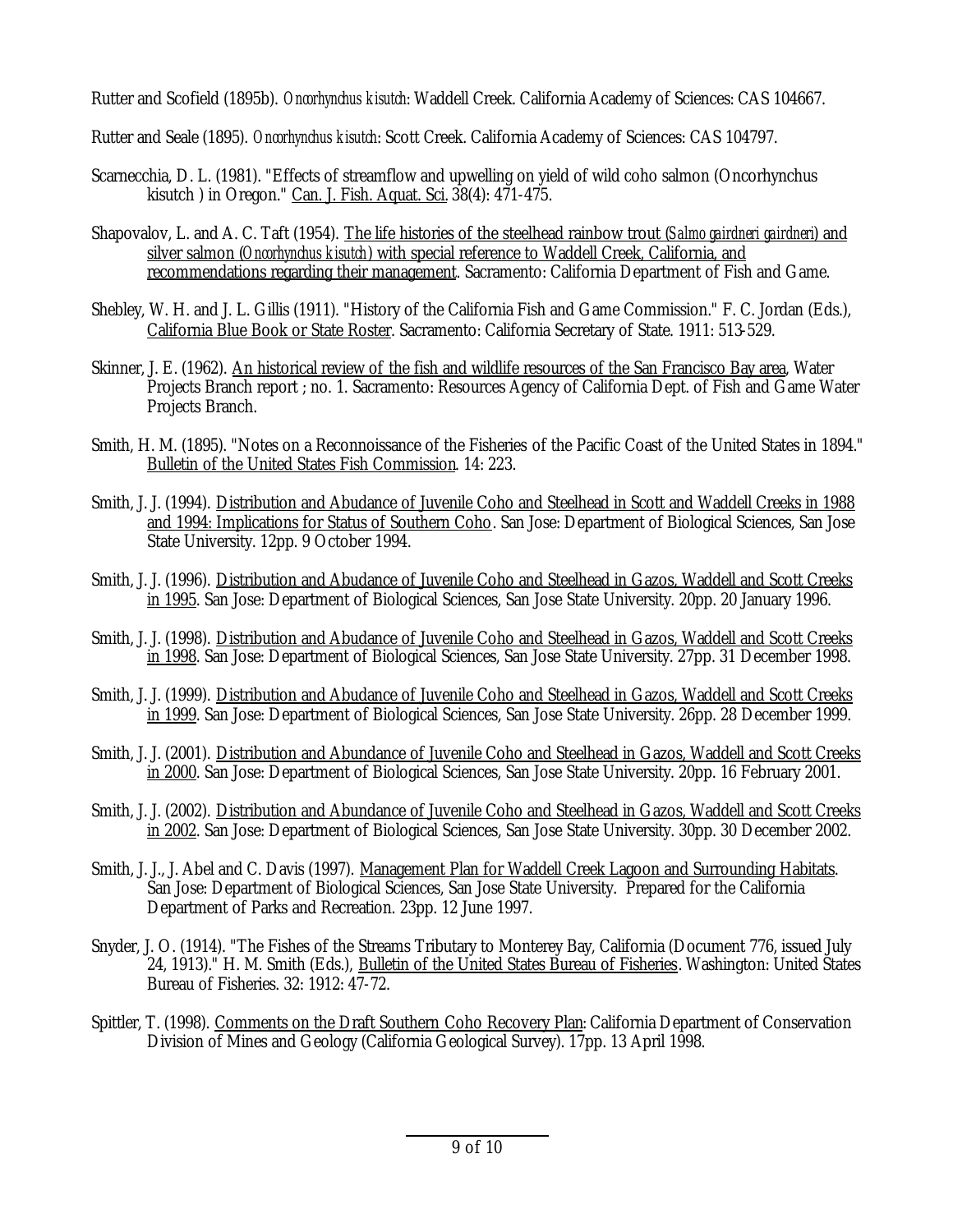Rutter and Scofield (1895b). *Oncorhynchus kisutch*: Waddell Creek. California Academy of Sciences: CAS 104667.

Rutter and Seale (1895). *Oncorhynchus kisutch*: Scott Creek. California Academy of Sciences: CAS 104797.

Scarnecchia, D. L. (1981). "Effects of streamflow and upwelling on yield of wild coho salmon (Oncorhynchus kisutch ) in Oregon." Can. J. Fish. Aquat. Sci. 38(4): 471-475.

Shapovalov, L. and A. C. Taft (1954). The life histories of the steelhead rainbow trout (*Salmo gairdneri gairdneri*) and silver salmon (*Oncorhynchus kisutch*) with special reference to Waddell Creek, California, and recommendations regarding their management. Sacramento: California Department of Fish and Game.

Shebley, W. H. and J. L. Gillis (1911). "History of the California Fish and Game Commission." F. C. Jordan (Eds.), California Blue Book or State Roster. Sacramento: California Secretary of State. 1911: 513-529.

Skinner, J. E. (1962). An historical review of the fish and wildlife resources of the San Francisco Bay area, Water Projects Branch report ; no. 1. Sacramento: Resources Agency of California Dept. of Fish and Game Water Projects Branch.

Smith, H. M. (1895). "Notes on a Reconnoissance of the Fisheries of the Pacific Coast of the United States in 1894." Bulletin of the United States Fish Commission. 14: 223.

Smith, J. J. (1994). Distribution and Abudance of Juvenile Coho and Steelhead in Scott and Waddell Creeks in 1988 and 1994: Implications for Status of Southern Coho. San Jose: Department of Biological Sciences, San Jose State University. 12pp. 9 October 1994.

Smith, J. J. (1996). Distribution and Abudance of Juvenile Coho and Steelhead in Gazos, Waddell and Scott Creeks in 1995. San Jose: Department of Biological Sciences, San Jose State University. 20pp. 20 January 1996.

Smith, J. J. (1998). Distribution and Abudance of Juvenile Coho and Steelhead in Gazos, Waddell and Scott Creeks in 1998. San Jose: Department of Biological Sciences, San Jose State University. 27pp. 31 December 1998.

Smith, J. J. (1999). Distribution and Abudance of Juvenile Coho and Steelhead in Gazos, Waddell and Scott Creeks in 1999. San Jose: Department of Biological Sciences, San Jose State University. 26pp. 28 December 1999.

Smith, J. J. (2001). Distribution and Abundance of Juvenile Coho and Steelhead in Gazos, Waddell and Scott Creeks in 2000. San Jose: Department of Biological Sciences, San Jose State University. 20pp. 16 February 2001.

Smith, J. J. (2002). Distribution and Abundance of Juvenile Coho and Steelhead in Gazos, Waddell and Scott Creeks in 2002. San Jose: Department of Biological Sciences, San Jose State University. 30pp. 30 December 2002.

Smith, J. J., J. Abel and C. Davis (1997). Management Plan for Waddell Creek Lagoon and Surrounding Habitats. San Jose: Department of Biological Sciences, San Jose State University. Prepared for the California Department of Parks and Recreation. 23pp. 12 June 1997.

Snyder, J. O. (1914). "The Fishes of the Streams Tributary to Monterey Bay, California (Document 776, issued July 24, 1913)." H. M. Smith (Eds.), Bulletin of the United States Bureau of Fisheries. Washington: United States Bureau of Fisheries. 32: 1912: 47-72.

Spittler, T. (1998). Comments on the Draft Southern Coho Recovery Plan: California Department of Conservation Division of Mines and Geology (California Geological Survey). 17pp. 13 April 1998.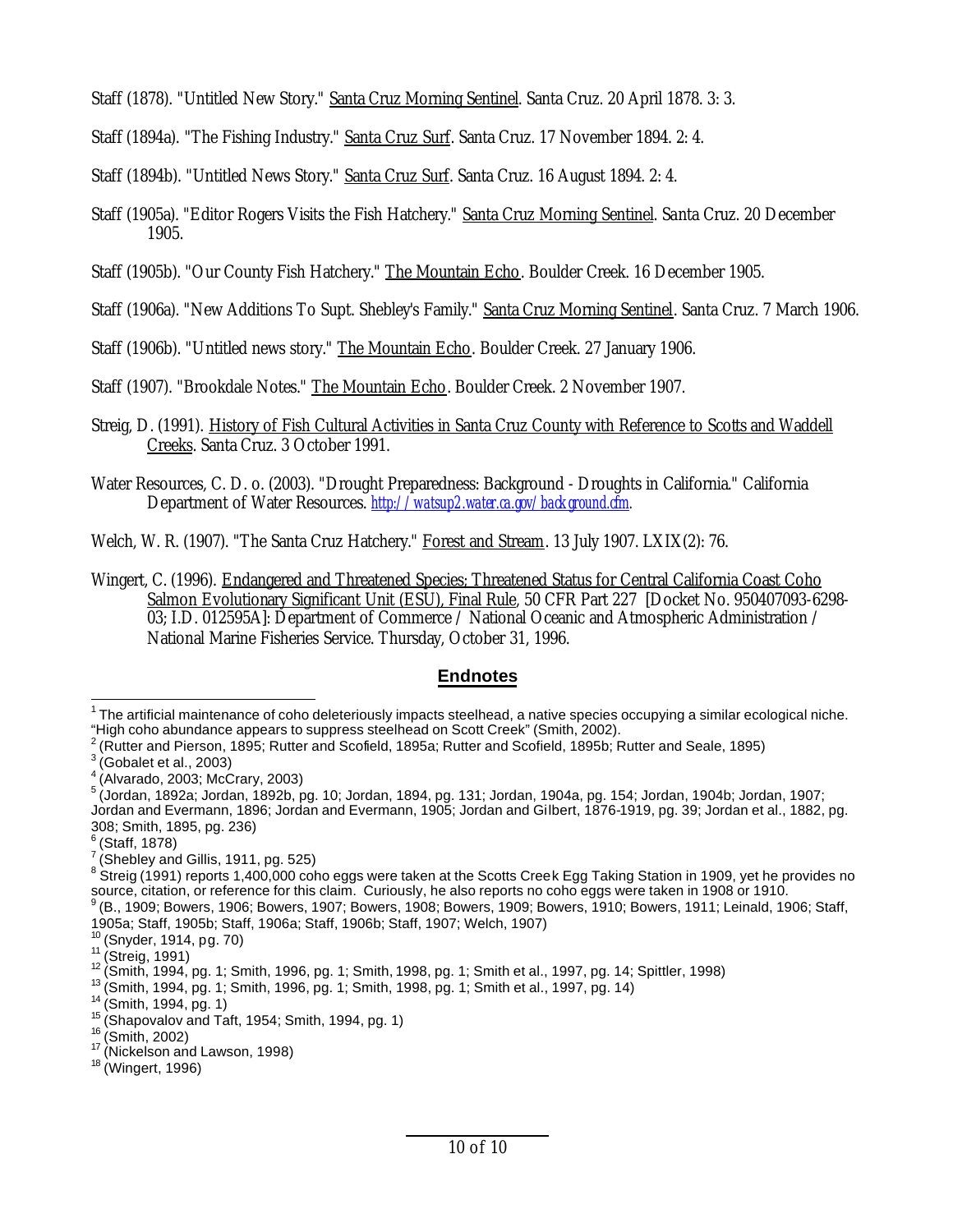Staff (1878). "Untitled New Story." Santa Cruz Morning Sentinel. Santa Cruz. 20 April 1878. 3: 3.

Staff (1894a). "The Fishing Industry." Santa Cruz Surf. Santa Cruz. 17 November 1894. 2: 4.

Staff (1894b). "Untitled News Story." Santa Cruz Surf. Santa Cruz. 16 August 1894. 2: 4.

Staff (1905a). "Editor Rogers Visits the Fish Hatchery." Santa Cruz Morning Sentinel. Santa Cruz. 20 December 1905.

Staff (1905b). "Our County Fish Hatchery." The Mountain Echo. Boulder Creek. 16 December 1905.

Staff (1906a). "New Additions To Supt. Shebley's Family." Santa Cruz Morning Sentinel. Santa Cruz. 7 March 1906.

Staff (1906b). "Untitled news story." The Mountain Echo. Boulder Creek. 27 January 1906.

Staff (1907). "Brookdale Notes." The Mountain Echo. Boulder Creek. 2 November 1907.

Streig, D. (1991). History of Fish Cultural Activities in Santa Cruz County with Reference to Scotts and Waddell Creeks. Santa Cruz. 3 October 1991.

Water Resources, C. D. o. (2003). "Drought Preparedness: Background - Droughts in California." California Department of Water Resources. *http://watsup2.water.ca.gov/background.cfm*.

Welch, W. R. (1907). "The Santa Cruz Hatchery." Forest and Stream. 13 July 1907. LXIX(2): 76.

Wingert, C. (1996). Endangered and Threatened Species; Threatened Status for Central California Coast Coho Salmon Evolutionary Significant Unit (ESU), Final Rule, 50 CFR Part 227 [Docket No. 950407093-6298-03; I.D. 012595A]: Department of Commerce / National Oceanic and Atmospheric Administration / National Marine Fisheries Service. Thursday, October 31, 1996.

## Endnotes

[1] The artificial maintenance of coho deleteriously impacts steelhead, a native species occupying a similar ecological niche. "High coho abundance appears to suppress steelhead on Scott Creek" (Smith, 2002).

[2] (Rutter and Pierson, 1895; Rutter and Scofield, 1895a; Rutter and Scofield, 1895b; Rutter and Seale, 1895)

[3] (Gobalet et al., 2003)

[4] (Alvarado, 2003; McCrary, 2003)

[5] (Jordan, 1892a; Jordan, 1892b, pg. 10; Jordan, 1894, pg. 131; Jordan, 1904a, pg. 154; Jordan, 1904b; Jordan, 1907; Jordan and Evermann, 1896; Jordan and Evermann, 1905; Jordan and Gilbert, 1876-1919, pg. 39; Jordan et al., 1882, pg. 308; Smith, 1895, pg. 236)

[6] (Staff, 1878)

[7] (Shebley and Gillis, 1911, pg. 525)

[8] Streig (1991) reports 1,400,000 coho eggs were taken at the Scotts Creek Egg Taking Station in 1909, yet he provides no source, citation, or reference for this claim. Curiously, he also reports no coho eggs were taken in 1908 or 1910.

[9] (B., 1909; Bowers, 1906; Bowers, 1907; Bowers, 1908; Bowers, 1909; Bowers, 1910; Bowers, 1911; Leinald, 1906; Staff, 1905a; Staff, 1905b; Staff, 1906a; Staff, 1906b; Staff, 1907; Welch, 1907)

[10] (Snyder, 1914, pg. 70)

[11] (Streig, 1991)

[12] (Smith, 1994, pg. 1; Smith, 1996, pg. 1; Smith, 1998, pg. 1; Smith et al., 1997, pg. 14; Spittler, 1998)

[13] (Smith, 1994, pg. 1; Smith, 1996, pg. 1; Smith, 1998, pg. 1; Smith et al., 1997, pg. 14)

[14] (Smith, 1994, pg. 1)

[15] (Shapovalov and Taft, 1954; Smith, 1994, pg. 1)

[16] (Smith, 2002)

[17] (Nickelson and Lawson, 1998)

[18] (Wingert, 1996)